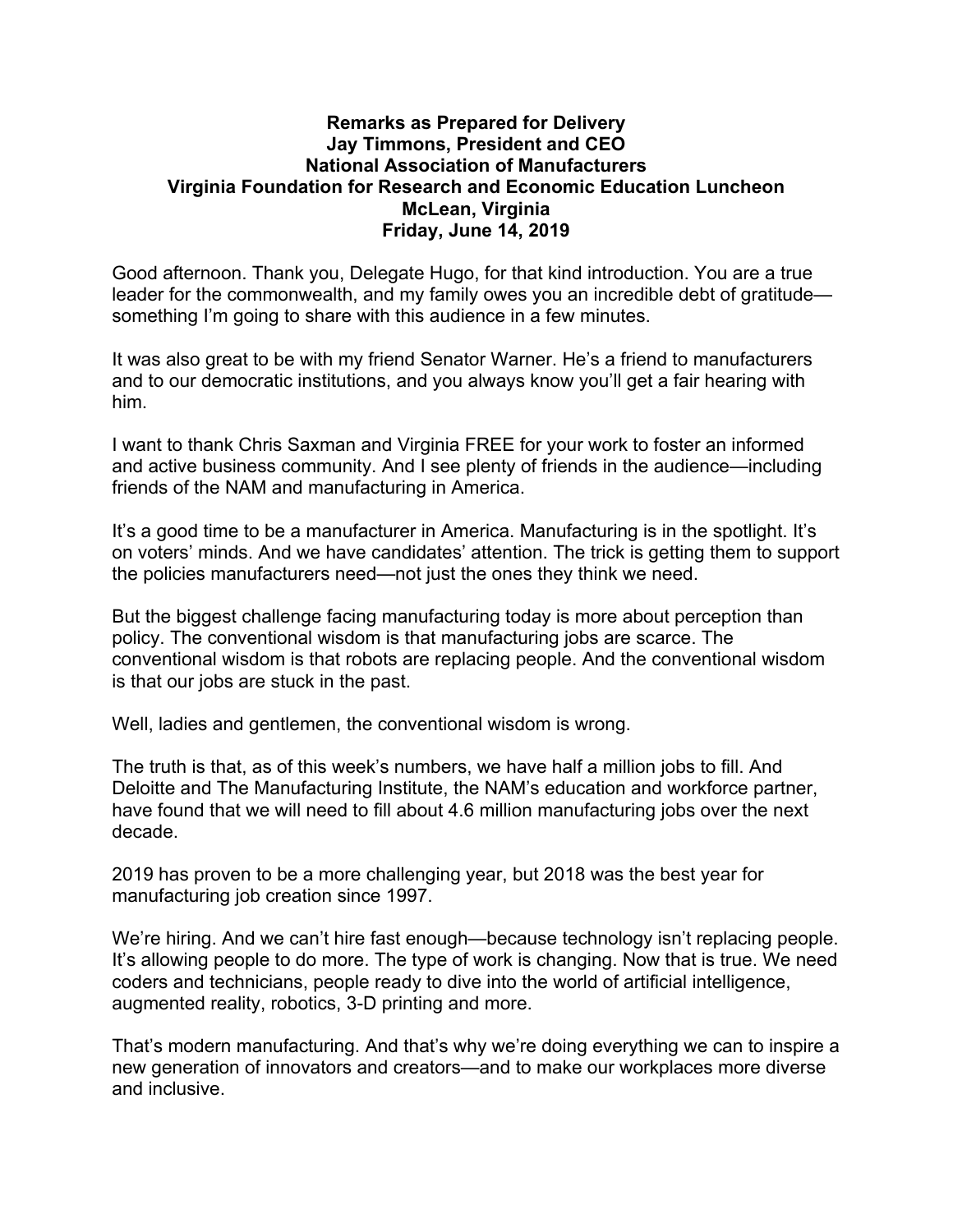**Remarks as Prepared for Delivery**
**Jay Timmons, President and CEO**
**National Association of Manufacturers**
**Virginia Foundation for Research and Economic Education Luncheon**
**McLean, Virginia**
**Friday, June 14, 2019**

Good afternoon. Thank you, Delegate Hugo, for that kind introduction. You are a true leader for the commonwealth, and my family owes you an incredible debt of gratitude—something I'm going to share with this audience in a few minutes.

It was also great to be with my friend Senator Warner. He's a friend to manufacturers and to our democratic institutions, and you always know you'll get a fair hearing with him.

I want to thank Chris Saxman and Virginia FREE for your work to foster an informed and active business community. And I see plenty of friends in the audience—including friends of the NAM and manufacturing in America.

It's a good time to be a manufacturer in America. Manufacturing is in the spotlight. It's on voters' minds. And we have candidates' attention. The trick is getting them to support the policies manufacturers need—not just the ones they think we need.

But the biggest challenge facing manufacturing today is more about perception than policy. The conventional wisdom is that manufacturing jobs are scarce. The conventional wisdom is that robots are replacing people. And the conventional wisdom is that our jobs are stuck in the past.

Well, ladies and gentlemen, the conventional wisdom is wrong.

The truth is that, as of this week's numbers, we have half a million jobs to fill. And Deloitte and The Manufacturing Institute, the NAM's education and workforce partner, have found that we will need to fill about 4.6 million manufacturing jobs over the next decade.

2019 has proven to be a more challenging year, but 2018 was the best year for manufacturing job creation since 1997.

We're hiring. And we can't hire fast enough—because technology isn't replacing people. It's allowing people to do more. The type of work is changing. Now that is true. We need coders and technicians, people ready to dive into the world of artificial intelligence, augmented reality, robotics, 3-D printing and more.

That's modern manufacturing. And that's why we're doing everything we can to inspire a new generation of innovators and creators—and to make our workplaces more diverse and inclusive.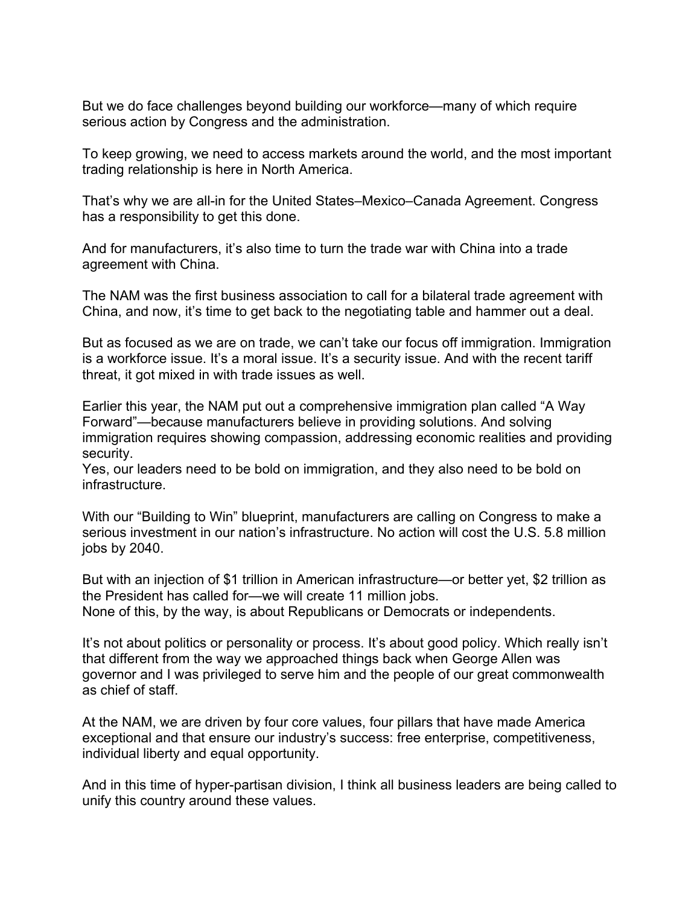But we do face challenges beyond building our workforce—many of which require serious action by Congress and the administration.

To keep growing, we need to access markets around the world, and the most important trading relationship is here in North America.

That's why we are all-in for the United States–Mexico–Canada Agreement. Congress has a responsibility to get this done.

And for manufacturers, it's also time to turn the trade war with China into a trade agreement with China.

The NAM was the first business association to call for a bilateral trade agreement with China, and now, it's time to get back to the negotiating table and hammer out a deal.

But as focused as we are on trade, we can't take our focus off immigration. Immigration is a workforce issue. It's a moral issue. It's a security issue. And with the recent tariff threat, it got mixed in with trade issues as well.

Earlier this year, the NAM put out a comprehensive immigration plan called "A Way Forward"—because manufacturers believe in providing solutions. And solving immigration requires showing compassion, addressing economic realities and providing security.
Yes, our leaders need to be bold on immigration, and they also need to be bold on infrastructure.

With our "Building to Win" blueprint, manufacturers are calling on Congress to make a serious investment in our nation's infrastructure. No action will cost the U.S. 5.8 million jobs by 2040.

But with an injection of $1 trillion in American infrastructure—or better yet, $2 trillion as the President has called for—we will create 11 million jobs.
None of this, by the way, is about Republicans or Democrats or independents.

It's not about politics or personality or process. It's about good policy. Which really isn't that different from the way we approached things back when George Allen was governor and I was privileged to serve him and the people of our great commonwealth as chief of staff.

At the NAM, we are driven by four core values, four pillars that have made America exceptional and that ensure our industry's success: free enterprise, competitiveness, individual liberty and equal opportunity.

And in this time of hyper-partisan division, I think all business leaders are being called to unify this country around these values.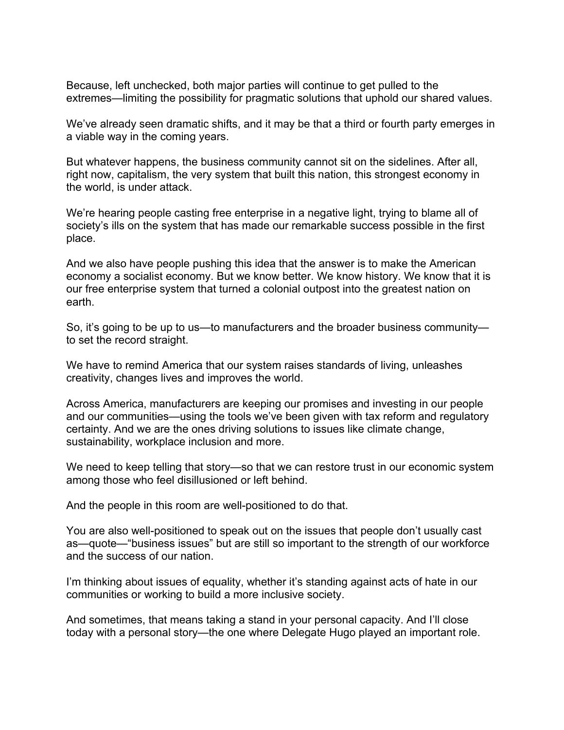Because, left unchecked, both major parties will continue to get pulled to the extremes—limiting the possibility for pragmatic solutions that uphold our shared values.

We've already seen dramatic shifts, and it may be that a third or fourth party emerges in a viable way in the coming years.

But whatever happens, the business community cannot sit on the sidelines. After all, right now, capitalism, the very system that built this nation, this strongest economy in the world, is under attack.

We're hearing people casting free enterprise in a negative light, trying to blame all of society's ills on the system that has made our remarkable success possible in the first place.

And we also have people pushing this idea that the answer is to make the American economy a socialist economy. But we know better. We know history. We know that it is our free enterprise system that turned a colonial outpost into the greatest nation on earth.

So, it's going to be up to us—to manufacturers and the broader business community—to set the record straight.

We have to remind America that our system raises standards of living, unleashes creativity, changes lives and improves the world.

Across America, manufacturers are keeping our promises and investing in our people and our communities—using the tools we've been given with tax reform and regulatory certainty. And we are the ones driving solutions to issues like climate change, sustainability, workplace inclusion and more.

We need to keep telling that story—so that we can restore trust in our economic system among those who feel disillusioned or left behind.

And the people in this room are well-positioned to do that.

You are also well-positioned to speak out on the issues that people don't usually cast as—quote—"business issues" but are still so important to the strength of our workforce and the success of our nation.

I'm thinking about issues of equality, whether it's standing against acts of hate in our communities or working to build a more inclusive society.

And sometimes, that means taking a stand in your personal capacity. And I'll close today with a personal story—the one where Delegate Hugo played an important role.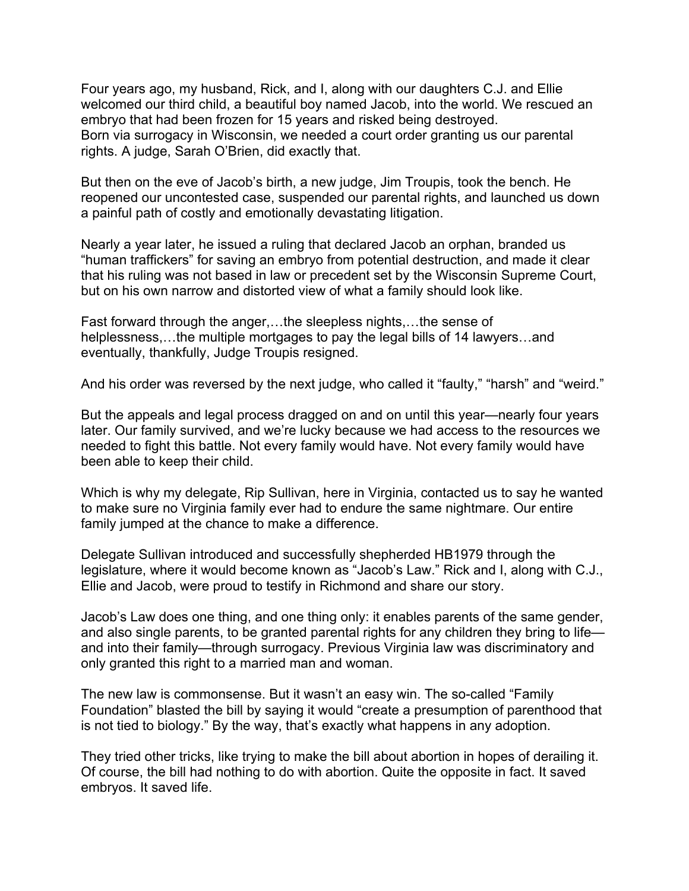Four years ago, my husband, Rick, and I, along with our daughters C.J. and Ellie welcomed our third child, a beautiful boy named Jacob, into the world. We rescued an embryo that had been frozen for 15 years and risked being destroyed.
Born via surrogacy in Wisconsin, we needed a court order granting us our parental rights. A judge, Sarah O'Brien, did exactly that.

But then on the eve of Jacob's birth, a new judge, Jim Troupis, took the bench. He reopened our uncontested case, suspended our parental rights, and launched us down a painful path of costly and emotionally devastating litigation.

Nearly a year later, he issued a ruling that declared Jacob an orphan, branded us "human traffickers" for saving an embryo from potential destruction, and made it clear that his ruling was not based in law or precedent set by the Wisconsin Supreme Court, but on his own narrow and distorted view of what a family should look like.

Fast forward through the anger,…the sleepless nights,…the sense of helplessness,…the multiple mortgages to pay the legal bills of 14 lawyers…and eventually, thankfully, Judge Troupis resigned.

And his order was reversed by the next judge, who called it "faulty," "harsh" and "weird."

But the appeals and legal process dragged on and on until this year—nearly four years later. Our family survived, and we're lucky because we had access to the resources we needed to fight this battle. Not every family would have. Not every family would have been able to keep their child.

Which is why my delegate, Rip Sullivan, here in Virginia, contacted us to say he wanted to make sure no Virginia family ever had to endure the same nightmare. Our entire family jumped at the chance to make a difference.

Delegate Sullivan introduced and successfully shepherded HB1979 through the legislature, where it would become known as "Jacob's Law." Rick and I, along with C.J., Ellie and Jacob, were proud to testify in Richmond and share our story.

Jacob's Law does one thing, and one thing only: it enables parents of the same gender, and also single parents, to be granted parental rights for any children they bring to life—and into their family—through surrogacy. Previous Virginia law was discriminatory and only granted this right to a married man and woman.

The new law is commonsense. But it wasn't an easy win. The so-called "Family Foundation" blasted the bill by saying it would "create a presumption of parenthood that is not tied to biology." By the way, that's exactly what happens in any adoption.

They tried other tricks, like trying to make the bill about abortion in hopes of derailing it. Of course, the bill had nothing to do with abortion. Quite the opposite in fact. It saved embryos. It saved life.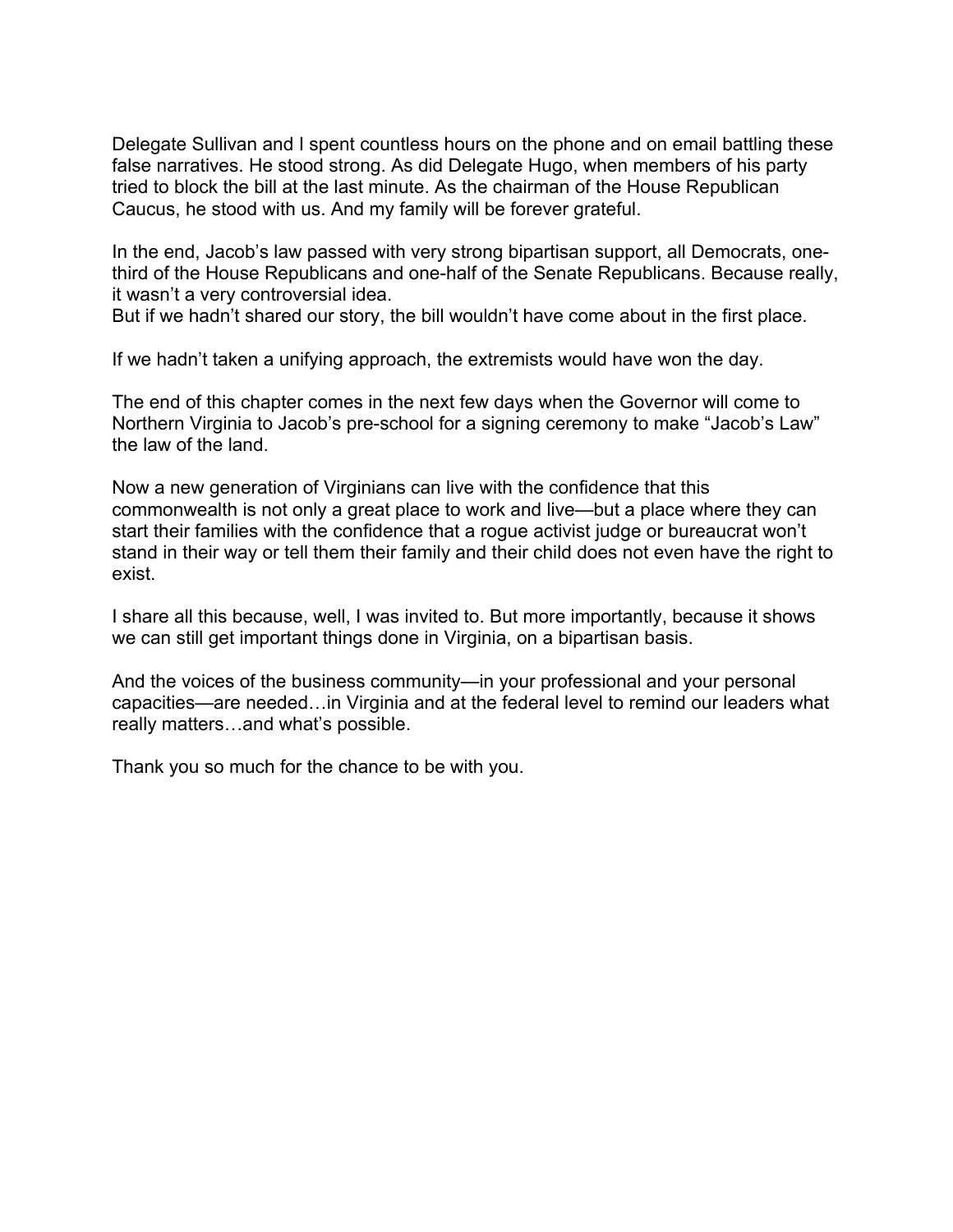Delegate Sullivan and I spent countless hours on the phone and on email battling these false narratives. He stood strong. As did Delegate Hugo, when members of his party tried to block the bill at the last minute. As the chairman of the House Republican Caucus, he stood with us. And my family will be forever grateful.

In the end, Jacob's law passed with very strong bipartisan support, all Democrats, one-third of the House Republicans and one-half of the Senate Republicans. Because really, it wasn't a very controversial idea.
But if we hadn't shared our story, the bill wouldn't have come about in the first place.

If we hadn't taken a unifying approach, the extremists would have won the day.

The end of this chapter comes in the next few days when the Governor will come to Northern Virginia to Jacob's pre-school for a signing ceremony to make "Jacob's Law" the law of the land.

Now a new generation of Virginians can live with the confidence that this commonwealth is not only a great place to work and live—but a place where they can start their families with the confidence that a rogue activist judge or bureaucrat won't stand in their way or tell them their family and their child does not even have the right to exist.

I share all this because, well, I was invited to. But more importantly, because it shows we can still get important things done in Virginia, on a bipartisan basis.

And the voices of the business community—in your professional and your personal capacities—are needed…in Virginia and at the federal level to remind our leaders what really matters…and what's possible.

Thank you so much for the chance to be with you.